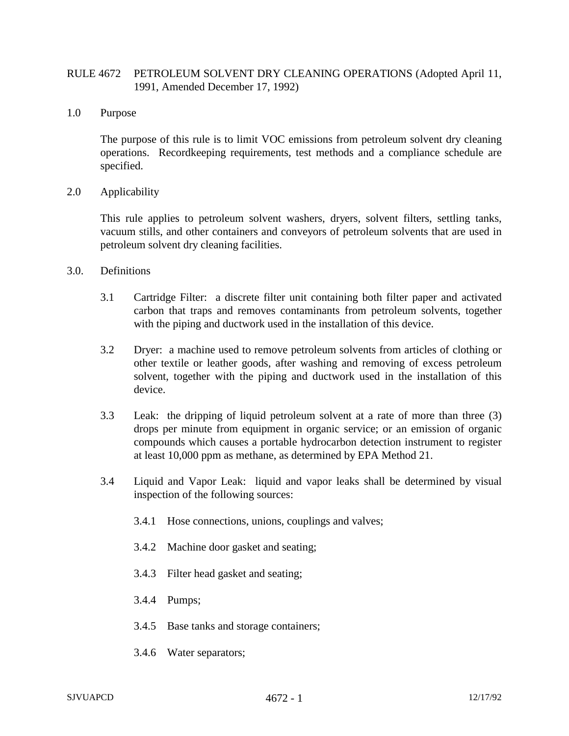# RULE 4672 PETROLEUM SOLVENT DRY CLEANING OPERATIONS (Adopted April 11, 1991, Amended December 17, 1992)

## 1.0 Purpose

The purpose of this rule is to limit VOC emissions from petroleum solvent dry cleaning operations. Recordkeeping requirements, test methods and a compliance schedule are specified.

## 2.0 Applicability

This rule applies to petroleum solvent washers, dryers, solvent filters, settling tanks, vacuum stills, and other containers and conveyors of petroleum solvents that are used in petroleum solvent dry cleaning facilities.

## 3.0. Definitions

3.1 Cartridge Filter: a discrete filter unit containing both filter paper and activated carbon that traps and removes contaminants from petroleum solvents, together with the piping and ductwork used in the installation of this device.

3.2 Dryer: a machine used to remove petroleum solvents from articles of clothing or other textile or leather goods, after washing and removing of excess petroleum solvent, together with the piping and ductwork used in the installation of this device.

3.3 Leak: the dripping of liquid petroleum solvent at a rate of more than three (3) drops per minute from equipment in organic service; or an emission of organic compounds which causes a portable hydrocarbon detection instrument to register at least 10,000 ppm as methane, as determined by EPA Method 21.

3.4 Liquid and Vapor Leak: liquid and vapor leaks shall be determined by visual inspection of the following sources:

3.4.1 Hose connections, unions, couplings and valves;

3.4.2 Machine door gasket and seating;

3.4.3 Filter head gasket and seating;

3.4.4 Pumps;

3.4.5 Base tanks and storage containers;

3.4.6 Water separators;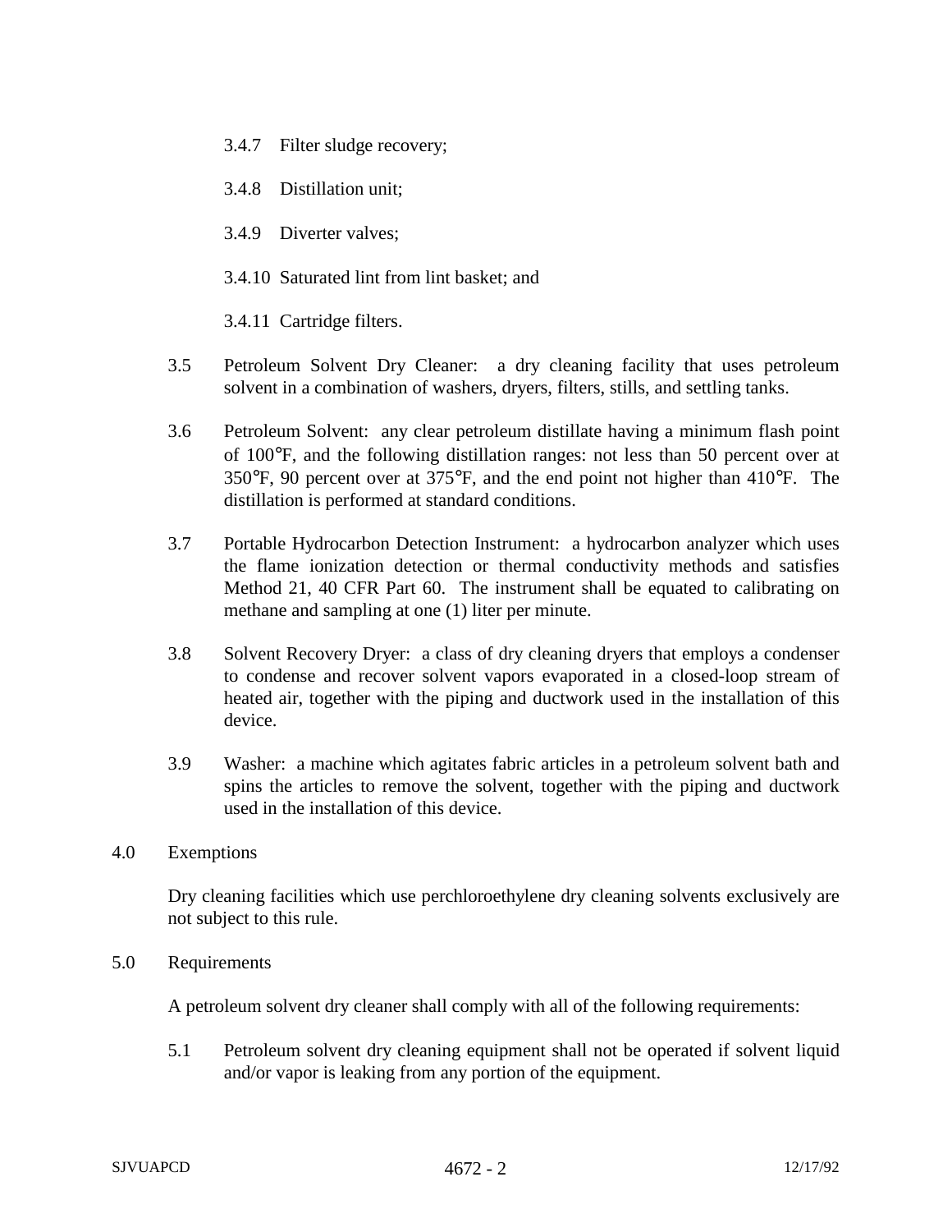3.4.7 Filter sludge recovery;

3.4.8 Distillation unit;

3.4.9 Diverter valves;

3.4.10 Saturated lint from lint basket; and

3.4.11 Cartridge filters.

3.5 Petroleum Solvent Dry Cleaner: a dry cleaning facility that uses petroleum solvent in a combination of washers, dryers, filters, stills, and settling tanks.

3.6 Petroleum Solvent: any clear petroleum distillate having a minimum flash point of 100°F, and the following distillation ranges: not less than 50 percent over at 350°F, 90 percent over at 375°F, and the end point not higher than 410°F. The distillation is performed at standard conditions.

3.7 Portable Hydrocarbon Detection Instrument: a hydrocarbon analyzer which uses the flame ionization detection or thermal conductivity methods and satisfies Method 21, 40 CFR Part 60. The instrument shall be equated to calibrating on methane and sampling at one (1) liter per minute.

3.8 Solvent Recovery Dryer: a class of dry cleaning dryers that employs a condenser to condense and recover solvent vapors evaporated in a closed-loop stream of heated air, together with the piping and ductwork used in the installation of this device.

3.9 Washer: a machine which agitates fabric articles in a petroleum solvent bath and spins the articles to remove the solvent, together with the piping and ductwork used in the installation of this device.

## 4.0 Exemptions

Dry cleaning facilities which use perchloroethylene dry cleaning solvents exclusively are not subject to this rule.

## 5.0 Requirements

A petroleum solvent dry cleaner shall comply with all of the following requirements:

5.1 Petroleum solvent dry cleaning equipment shall not be operated if solvent liquid and/or vapor is leaking from any portion of the equipment.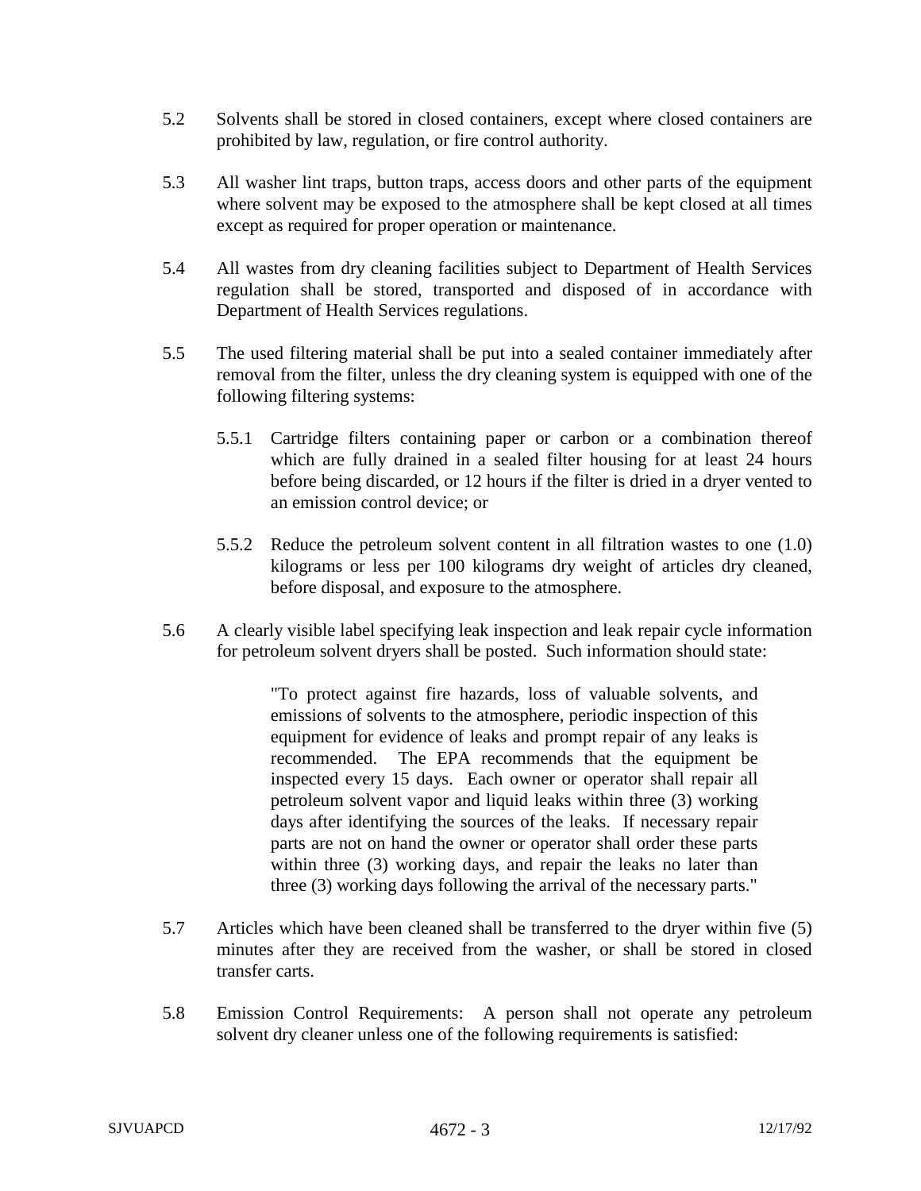5.2 Solvents shall be stored in closed containers, except where closed containers are prohibited by law, regulation, or fire control authority.

5.3 All washer lint traps, button traps, access doors and other parts of the equipment where solvent may be exposed to the atmosphere shall be kept closed at all times except as required for proper operation or maintenance.

5.4 All wastes from dry cleaning facilities subject to Department of Health Services regulation shall be stored, transported and disposed of in accordance with Department of Health Services regulations.

5.5 The used filtering material shall be put into a sealed container immediately after removal from the filter, unless the dry cleaning system is equipped with one of the following filtering systems:

5.5.1 Cartridge filters containing paper or carbon or a combination thereof which are fully drained in a sealed filter housing for at least 24 hours before being discarded, or 12 hours if the filter is dried in a dryer vented to an emission control device; or

5.5.2 Reduce the petroleum solvent content in all filtration wastes to one (1.0) kilograms or less per 100 kilograms dry weight of articles dry cleaned, before disposal, and exposure to the atmosphere.

5.6 A clearly visible label specifying leak inspection and leak repair cycle information for petroleum solvent dryers shall be posted. Such information should state:

> "To protect against fire hazards, loss of valuable solvents, and emissions of solvents to the atmosphere, periodic inspection of this equipment for evidence of leaks and prompt repair of any leaks is recommended. The EPA recommends that the equipment be inspected every 15 days. Each owner or operator shall repair all petroleum solvent vapor and liquid leaks within three (3) working days after identifying the sources of the leaks. If necessary repair parts are not on hand the owner or operator shall order these parts within three (3) working days, and repair the leaks no later than three (3) working days following the arrival of the necessary parts."

5.7 Articles which have been cleaned shall be transferred to the dryer within five (5) minutes after they are received from the washer, or shall be stored in closed transfer carts.

5.8 Emission Control Requirements: A person shall not operate any petroleum solvent dry cleaner unless one of the following requirements is satisfied: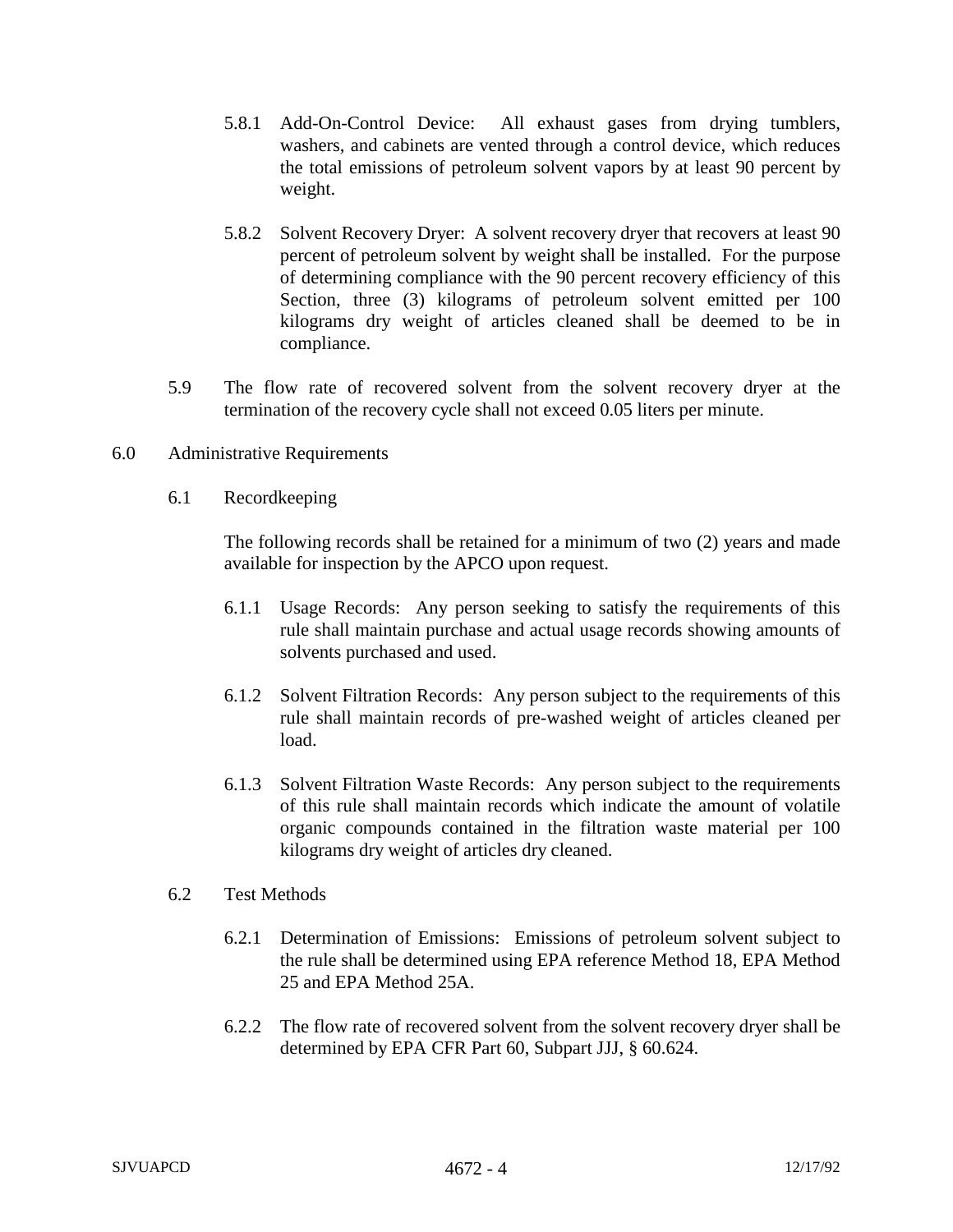5.8.1 Add-On-Control Device: All exhaust gases from drying tumblers, washers, and cabinets are vented through a control device, which reduces the total emissions of petroleum solvent vapors by at least 90 percent by weight.

5.8.2 Solvent Recovery Dryer: A solvent recovery dryer that recovers at least 90 percent of petroleum solvent by weight shall be installed. For the purpose of determining compliance with the 90 percent recovery efficiency of this Section, three (3) kilograms of petroleum solvent emitted per 100 kilograms dry weight of articles cleaned shall be deemed to be in compliance.

5.9 The flow rate of recovered solvent from the solvent recovery dryer at the termination of the recovery cycle shall not exceed 0.05 liters per minute.

## 6.0 Administrative Requirements

### 6.1 Recordkeeping

The following records shall be retained for a minimum of two (2) years and made available for inspection by the APCO upon request.

6.1.1 Usage Records: Any person seeking to satisfy the requirements of this rule shall maintain purchase and actual usage records showing amounts of solvents purchased and used.

6.1.2 Solvent Filtration Records: Any person subject to the requirements of this rule shall maintain records of pre-washed weight of articles cleaned per load.

6.1.3 Solvent Filtration Waste Records: Any person subject to the requirements of this rule shall maintain records which indicate the amount of volatile organic compounds contained in the filtration waste material per 100 kilograms dry weight of articles dry cleaned.

### 6.2 Test Methods

6.2.1 Determination of Emissions: Emissions of petroleum solvent subject to the rule shall be determined using EPA reference Method 18, EPA Method 25 and EPA Method 25A.

6.2.2 The flow rate of recovered solvent from the solvent recovery dryer shall be determined by EPA CFR Part 60, Subpart JJJ, § 60.624.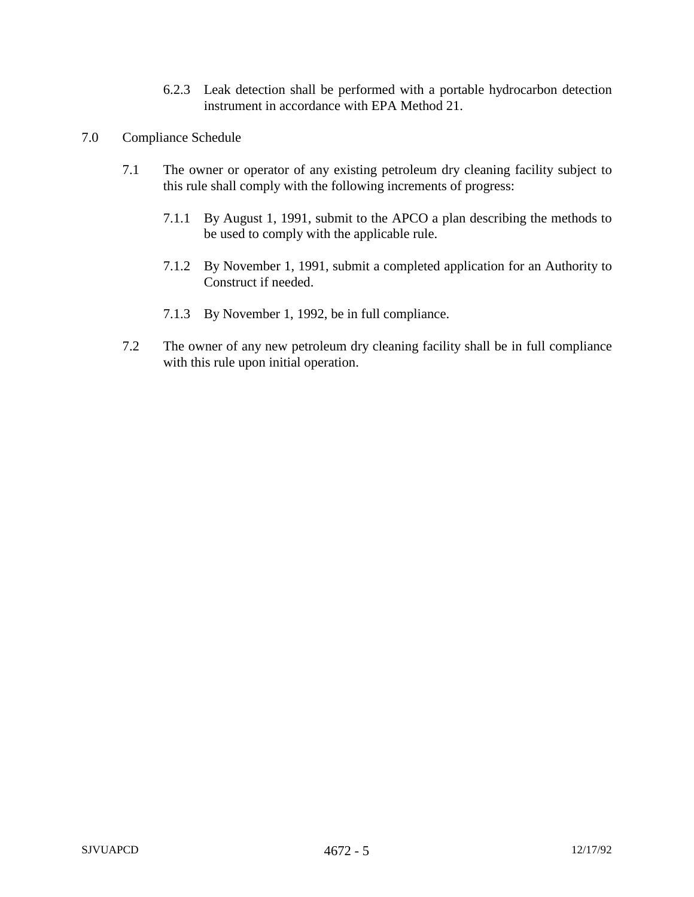6.2.3 Leak detection shall be performed with a portable hydrocarbon detection instrument in accordance with EPA Method 21.

## 7.0 Compliance Schedule

7.1 The owner or operator of any existing petroleum dry cleaning facility subject to this rule shall comply with the following increments of progress:

7.1.1 By August 1, 1991, submit to the APCO a plan describing the methods to be used to comply with the applicable rule.

7.1.2 By November 1, 1991, submit a completed application for an Authority to Construct if needed.

7.1.3 By November 1, 1992, be in full compliance.

7.2 The owner of any new petroleum dry cleaning facility shall be in full compliance with this rule upon initial operation.